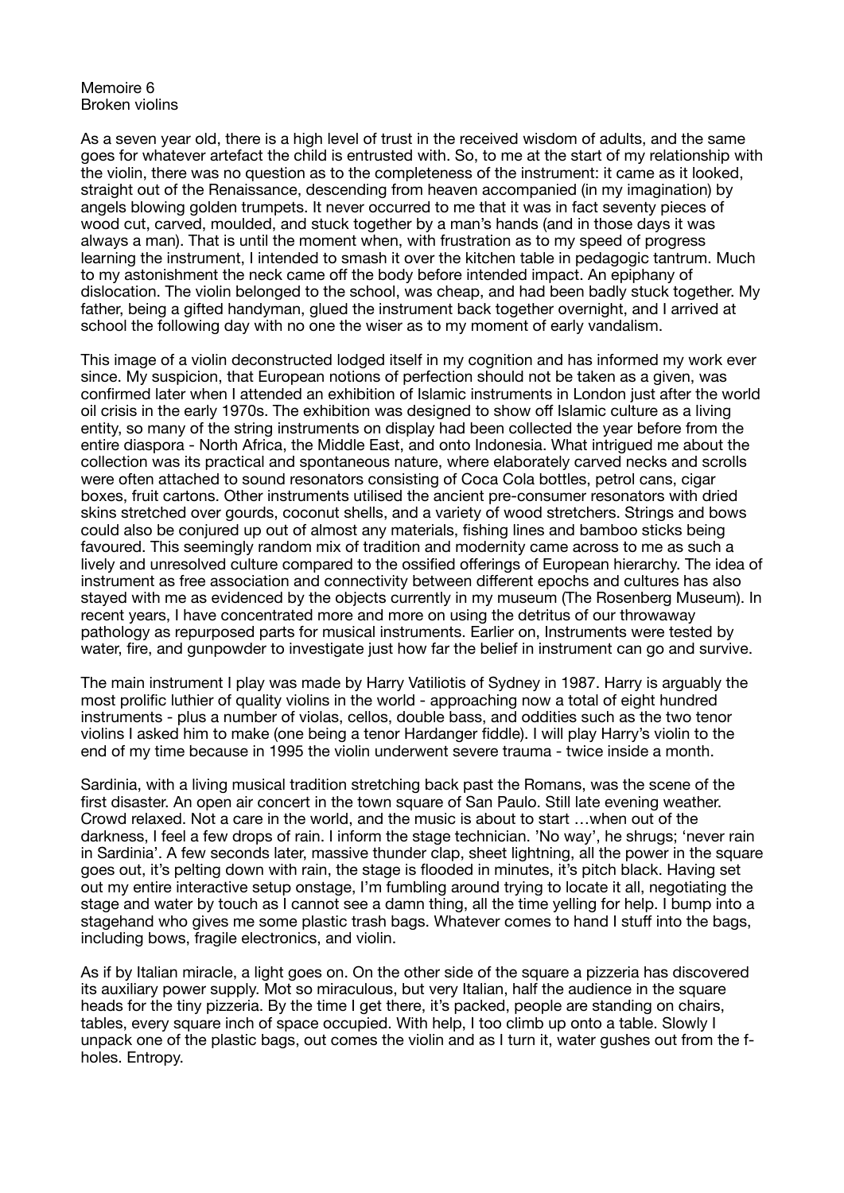Memoire 6
Broken violins

As a seven year old, there is a high level of trust in the received wisdom of adults, and the same goes for whatever artefact the child is entrusted with. So, to me at the start of my relationship with the violin, there was no question as to the completeness of the instrument: it came as it looked, straight out of the Renaissance, descending from heaven accompanied (in my imagination) by angels blowing golden trumpets. It never occurred to me that it was in fact seventy pieces of wood cut, carved, moulded, and stuck together by a man's hands (and in those days it was always a man). That is until the moment when, with frustration as to my speed of progress learning the instrument, I intended to smash it over the kitchen table in pedagogic tantrum. Much to my astonishment the neck came off the body before intended impact. An epiphany of dislocation. The violin belonged to the school, was cheap, and had been badly stuck together. My father, being a gifted handyman, glued the instrument back together overnight, and I arrived at school the following day with no one the wiser as to my moment of early vandalism.

This image of a violin deconstructed lodged itself in my cognition and has informed my work ever since. My suspicion, that European notions of perfection should not be taken as a given, was confirmed later when I attended an exhibition of Islamic instruments in London just after the world oil crisis in the early 1970s. The exhibition was designed to show off Islamic culture as a living entity, so many of the string instruments on display had been collected the year before from the entire diaspora - North Africa, the Middle East, and onto Indonesia. What intrigued me about the collection was its practical and spontaneous nature, where elaborately carved necks and scrolls were often attached to sound resonators consisting of Coca Cola bottles, petrol cans, cigar boxes, fruit cartons. Other instruments utilised the ancient pre-consumer resonators with dried skins stretched over gourds, coconut shells, and a variety of wood stretchers. Strings and bows could also be conjured up out of almost any materials, fishing lines and bamboo sticks being favoured. This seemingly random mix of tradition and modernity came across to me as such a lively and unresolved culture compared to the ossified offerings of European hierarchy. The idea of instrument as free association and connectivity between different epochs and cultures has also stayed with me as evidenced by the objects currently in my museum (The Rosenberg Museum). In recent years, I have concentrated more and more on using the detritus of our throwaway pathology as repurposed parts for musical instruments. Earlier on, Instruments were tested by water, fire, and gunpowder to investigate just how far the belief in instrument can go and survive.

The main instrument I play was made by Harry Vatiliotis of Sydney in 1987. Harry is arguably the most prolific luthier of quality violins in the world - approaching now a total of eight hundred instruments - plus a number of violas, cellos, double bass, and oddities such as the two tenor violins I asked him to make (one being a tenor Hardanger fiddle). I will play Harry's violin to the end of my time because in 1995 the violin underwent severe trauma - twice inside a month.

Sardinia, with a living musical tradition stretching back past the Romans, was the scene of the first disaster. An open air concert in the town square of San Paulo. Still late evening weather. Crowd relaxed. Not a care in the world, and the music is about to start …when out of the darkness, I feel a few drops of rain. I inform the stage technician. 'No way', he shrugs; 'never rain in Sardinia'. A few seconds later, massive thunder clap, sheet lightning, all the power in the square goes out, it's pelting down with rain, the stage is flooded in minutes, it's pitch black. Having set out my entire interactive setup onstage, I'm fumbling around trying to locate it all, negotiating the stage and water by touch as I cannot see a damn thing, all the time yelling for help. I bump into a stagehand who gives me some plastic trash bags. Whatever comes to hand I stuff into the bags, including bows, fragile electronics, and violin.

As if by Italian miracle, a light goes on. On the other side of the square a pizzeria has discovered its auxiliary power supply. Mot so miraculous, but very Italian, half the audience in the square heads for the tiny pizzeria. By the time I get there, it's packed, people are standing on chairs, tables, every square inch of space occupied. With help, I too climb up onto a table. Slowly I unpack one of the plastic bags, out comes the violin and as I turn it, water gushes out from the f-holes. Entropy.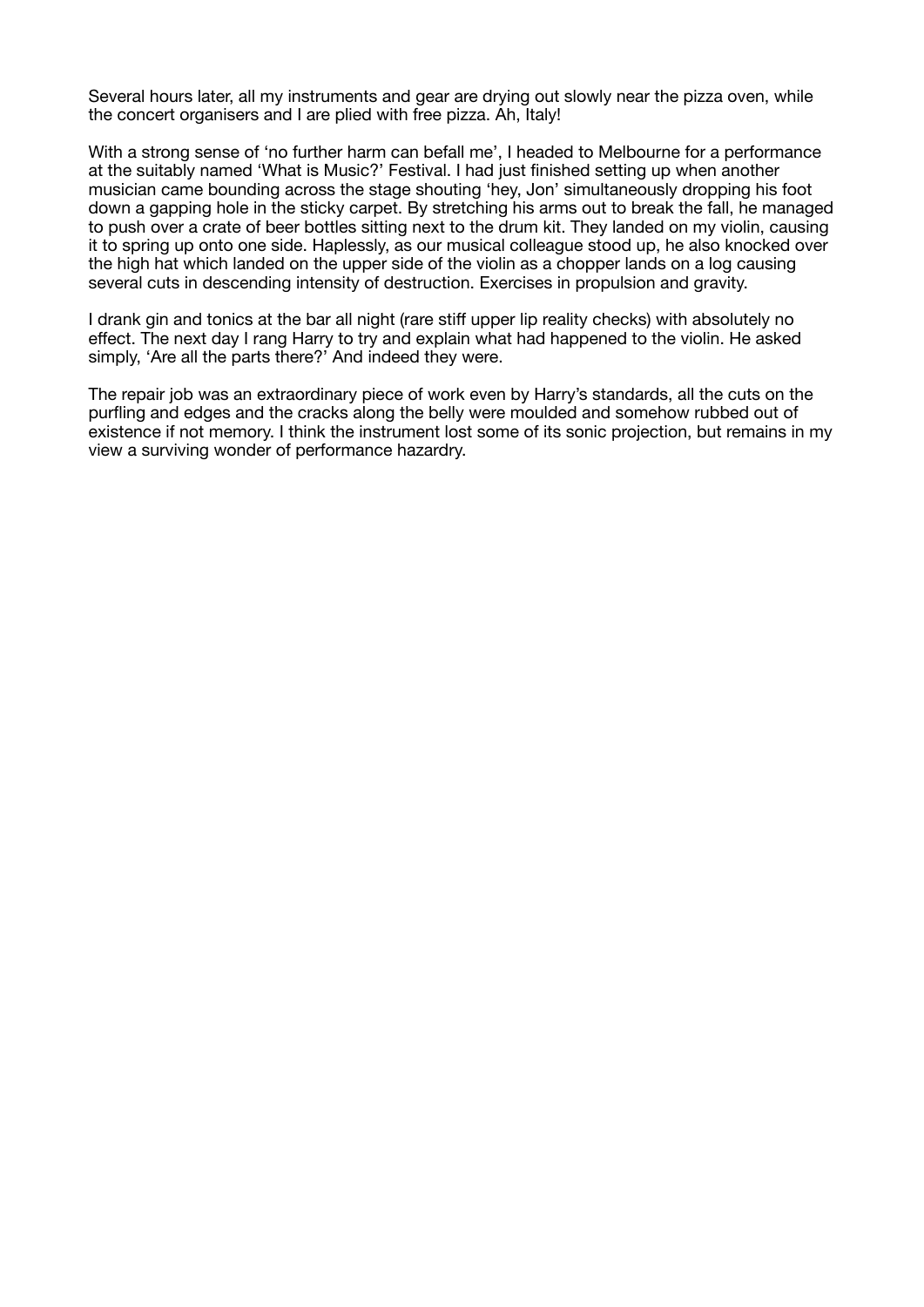Several hours later, all my instruments and gear are drying out slowly near the pizza oven, while the concert organisers and I are plied with free pizza. Ah, Italy!

With a strong sense of 'no further harm can befall me', I headed to Melbourne for a performance at the suitably named 'What is Music?' Festival. I had just finished setting up when another musician came bounding across the stage shouting 'hey, Jon' simultaneously dropping his foot down a gapping hole in the sticky carpet. By stretching his arms out to break the fall, he managed to push over a crate of beer bottles sitting next to the drum kit. They landed on my violin, causing it to spring up onto one side. Haplessly, as our musical colleague stood up, he also knocked over the high hat which landed on the upper side of the violin as a chopper lands on a log causing several cuts in descending intensity of destruction. Exercises in propulsion and gravity.

I drank gin and tonics at the bar all night (rare stiff upper lip reality checks) with absolutely no effect. The next day I rang Harry to try and explain what had happened to the violin. He asked simply, 'Are all the parts there?' And indeed they were.

The repair job was an extraordinary piece of work even by Harry's standards, all the cuts on the purfling and edges and the cracks along the belly were moulded and somehow rubbed out of existence if not memory. I think the instrument lost some of its sonic projection, but remains in my view a surviving wonder of performance hazardry.